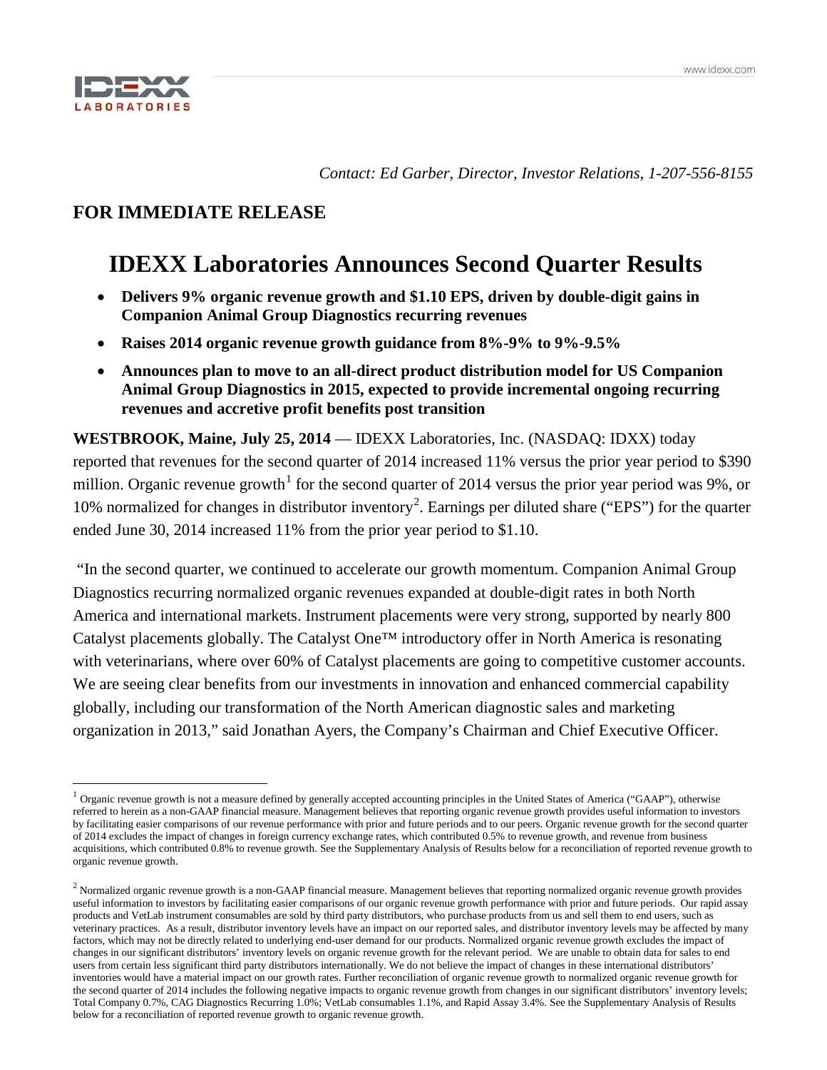*Contact: Ed Garber, Director, Investor Relations, 1-207-556-8155*

## FOR IMMEDIATE RELEASE

# IDEXX Laboratories Announces Second Quarter Results

- **Delivers 9% organic revenue growth and $1.10 EPS, driven by double-digit gains in Companion Animal Group Diagnostics recurring revenues**
- **Raises 2014 organic revenue growth guidance from 8%-9% to 9%-9.5%**
- **Announces plan to move to an all-direct product distribution model for US Companion Animal Group Diagnostics in 2015, expected to provide incremental ongoing recurring revenues and accretive profit benefits post transition**

**WESTBROOK, Maine, July 25, 2014** — IDEXX Laboratories, Inc. (NASDAQ: IDXX) today reported that revenues for the second quarter of 2014 increased 11% versus the prior year period to $390 million. Organic revenue growth[1] for the second quarter of 2014 versus the prior year period was 9%, or 10% normalized for changes in distributor inventory[2]. Earnings per diluted share ("EPS") for the quarter ended June 30, 2014 increased 11% from the prior year period to $1.10.

"In the second quarter, we continued to accelerate our growth momentum. Companion Animal Group Diagnostics recurring normalized organic revenues expanded at double-digit rates in both North America and international markets. Instrument placements were very strong, supported by nearly 800 Catalyst placements globally. The Catalyst One™ introductory offer in North America is resonating with veterinarians, where over 60% of Catalyst placements are going to competitive customer accounts. We are seeing clear benefits from our investments in innovation and enhanced commercial capability globally, including our transformation of the North American diagnostic sales and marketing organization in 2013," said Jonathan Ayers, the Company's Chairman and Chief Executive Officer.

---

[1] Organic revenue growth is not a measure defined by generally accepted accounting principles in the United States of America ("GAAP"), otherwise referred to herein as a non-GAAP financial measure. Management believes that reporting organic revenue growth provides useful information to investors by facilitating easier comparisons of our revenue performance with prior and future periods and to our peers. Organic revenue growth for the second quarter of 2014 excludes the impact of changes in foreign currency exchange rates, which contributed 0.5% to revenue growth, and revenue from business acquisitions, which contributed 0.8% to revenue growth. See the Supplementary Analysis of Results below for a reconciliation of reported revenue growth to organic revenue growth.

[2] Normalized organic revenue growth is a non-GAAP financial measure. Management believes that reporting normalized organic revenue growth provides useful information to investors by facilitating easier comparisons of our organic revenue growth performance with prior and future periods. Our rapid assay products and VetLab instrument consumables are sold by third party distributors, who purchase products from us and sell them to end users, such as veterinary practices. As a result, distributor inventory levels have an impact on our reported sales, and distributor inventory levels may be affected by many factors, which may not be directly related to underlying end-user demand for our products. Normalized organic revenue growth excludes the impact of changes in our significant distributors' inventory levels on organic revenue growth for the relevant period. We are unable to obtain data for sales to end users from certain less significant third party distributors internationally. We do not believe the impact of changes in these international distributors' inventories would have a material impact on our growth rates. Further reconciliation of organic revenue growth to normalized organic revenue growth for the second quarter of 2014 includes the following negative impacts to organic revenue growth from changes in our significant distributors' inventory levels; Total Company 0.7%, CAG Diagnostics Recurring 1.0%; VetLab consumables 1.1%, and Rapid Assay 3.4%. See the Supplementary Analysis of Results below for a reconciliation of reported revenue growth to organic revenue growth.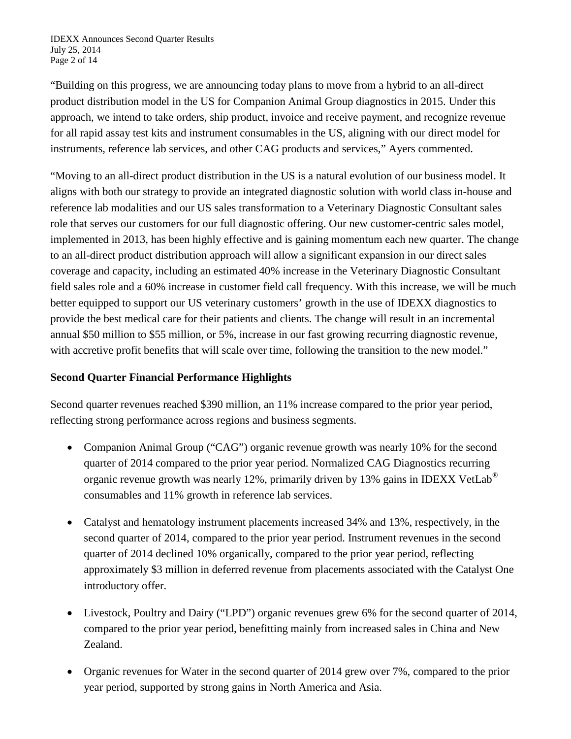"Building on this progress, we are announcing today plans to move from a hybrid to an all-direct product distribution model in the US for Companion Animal Group diagnostics in 2015. Under this approach, we intend to take orders, ship product, invoice and receive payment, and recognize revenue for all rapid assay test kits and instrument consumables in the US, aligning with our direct model for instruments, reference lab services, and other CAG products and services," Ayers commented.

"Moving to an all-direct product distribution in the US is a natural evolution of our business model. It aligns with both our strategy to provide an integrated diagnostic solution with world class in-house and reference lab modalities and our US sales transformation to a Veterinary Diagnostic Consultant sales role that serves our customers for our full diagnostic offering. Our new customer-centric sales model, implemented in 2013, has been highly effective and is gaining momentum each new quarter. The change to an all-direct product distribution approach will allow a significant expansion in our direct sales coverage and capacity, including an estimated 40% increase in the Veterinary Diagnostic Consultant field sales role and a 60% increase in customer field call frequency. With this increase, we will be much better equipped to support our US veterinary customers' growth in the use of IDEXX diagnostics to provide the best medical care for their patients and clients. The change will result in an incremental annual $50 million to $55 million, or 5%, increase in our fast growing recurring diagnostic revenue, with accretive profit benefits that will scale over time, following the transition to the new model."

**Second Quarter Financial Performance Highlights**

Second quarter revenues reached $390 million, an 11% increase compared to the prior year period, reflecting strong performance across regions and business segments.

- Companion Animal Group ("CAG") organic revenue growth was nearly 10% for the second quarter of 2014 compared to the prior year period. Normalized CAG Diagnostics recurring organic revenue growth was nearly 12%, primarily driven by 13% gains in IDEXX VetLab® consumables and 11% growth in reference lab services.

- Catalyst and hematology instrument placements increased 34% and 13%, respectively, in the second quarter of 2014, compared to the prior year period. Instrument revenues in the second quarter of 2014 declined 10% organically, compared to the prior year period, reflecting approximately $3 million in deferred revenue from placements associated with the Catalyst One introductory offer.

- Livestock, Poultry and Dairy ("LPD") organic revenues grew 6% for the second quarter of 2014, compared to the prior year period, benefitting mainly from increased sales in China and New Zealand.

- Organic revenues for Water in the second quarter of 2014 grew over 7%, compared to the prior year period, supported by strong gains in North America and Asia.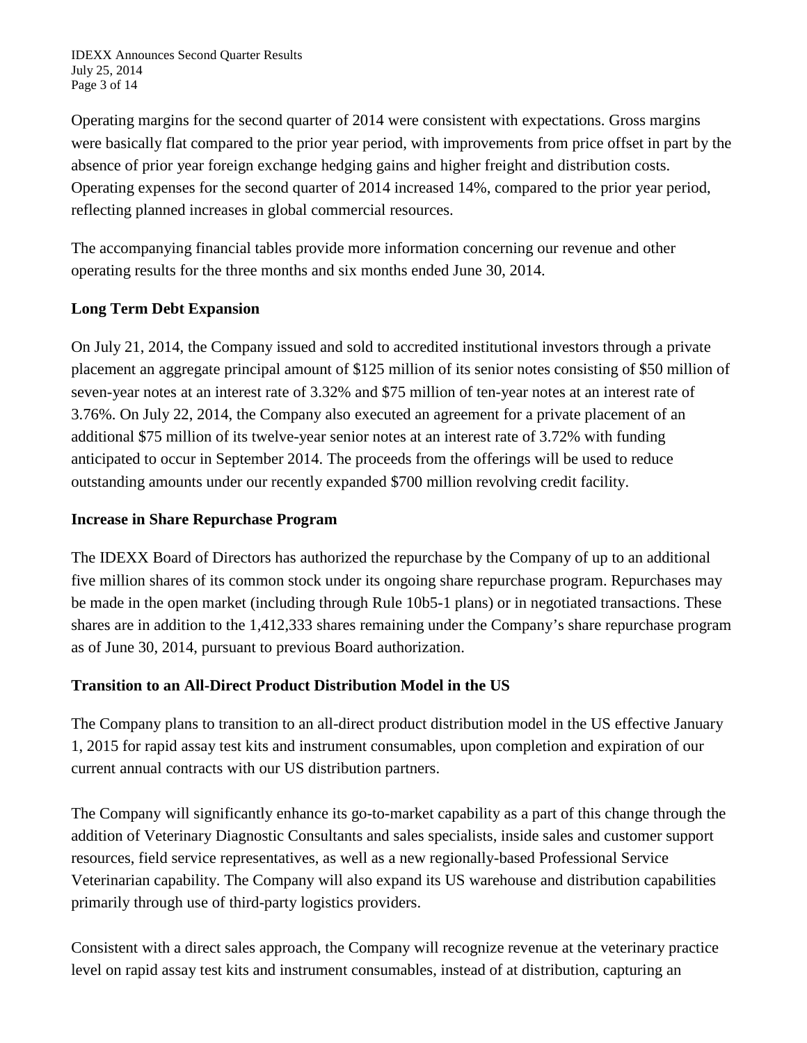Operating margins for the second quarter of 2014 were consistent with expectations. Gross margins were basically flat compared to the prior year period, with improvements from price offset in part by the absence of prior year foreign exchange hedging gains and higher freight and distribution costs. Operating expenses for the second quarter of 2014 increased 14%, compared to the prior year period, reflecting planned increases in global commercial resources.

The accompanying financial tables provide more information concerning our revenue and other operating results for the three months and six months ended June 30, 2014.

**Long Term Debt Expansion**

On July 21, 2014, the Company issued and sold to accredited institutional investors through a private placement an aggregate principal amount of $125 million of its senior notes consisting of $50 million of seven-year notes at an interest rate of 3.32% and $75 million of ten-year notes at an interest rate of 3.76%. On July 22, 2014, the Company also executed an agreement for a private placement of an additional $75 million of its twelve-year senior notes at an interest rate of 3.72% with funding anticipated to occur in September 2014. The proceeds from the offerings will be used to reduce outstanding amounts under our recently expanded $700 million revolving credit facility.

**Increase in Share Repurchase Program**

The IDEXX Board of Directors has authorized the repurchase by the Company of up to an additional five million shares of its common stock under its ongoing share repurchase program. Repurchases may be made in the open market (including through Rule 10b5-1 plans) or in negotiated transactions. These shares are in addition to the 1,412,333 shares remaining under the Company's share repurchase program as of June 30, 2014, pursuant to previous Board authorization.

**Transition to an All-Direct Product Distribution Model in the US**

The Company plans to transition to an all-direct product distribution model in the US effective January 1, 2015 for rapid assay test kits and instrument consumables, upon completion and expiration of our current annual contracts with our US distribution partners.

The Company will significantly enhance its go-to-market capability as a part of this change through the addition of Veterinary Diagnostic Consultants and sales specialists, inside sales and customer support resources, field service representatives, as well as a new regionally-based Professional Service Veterinarian capability. The Company will also expand its US warehouse and distribution capabilities primarily through use of third-party logistics providers.

Consistent with a direct sales approach, the Company will recognize revenue at the veterinary practice level on rapid assay test kits and instrument consumables, instead of at distribution, capturing an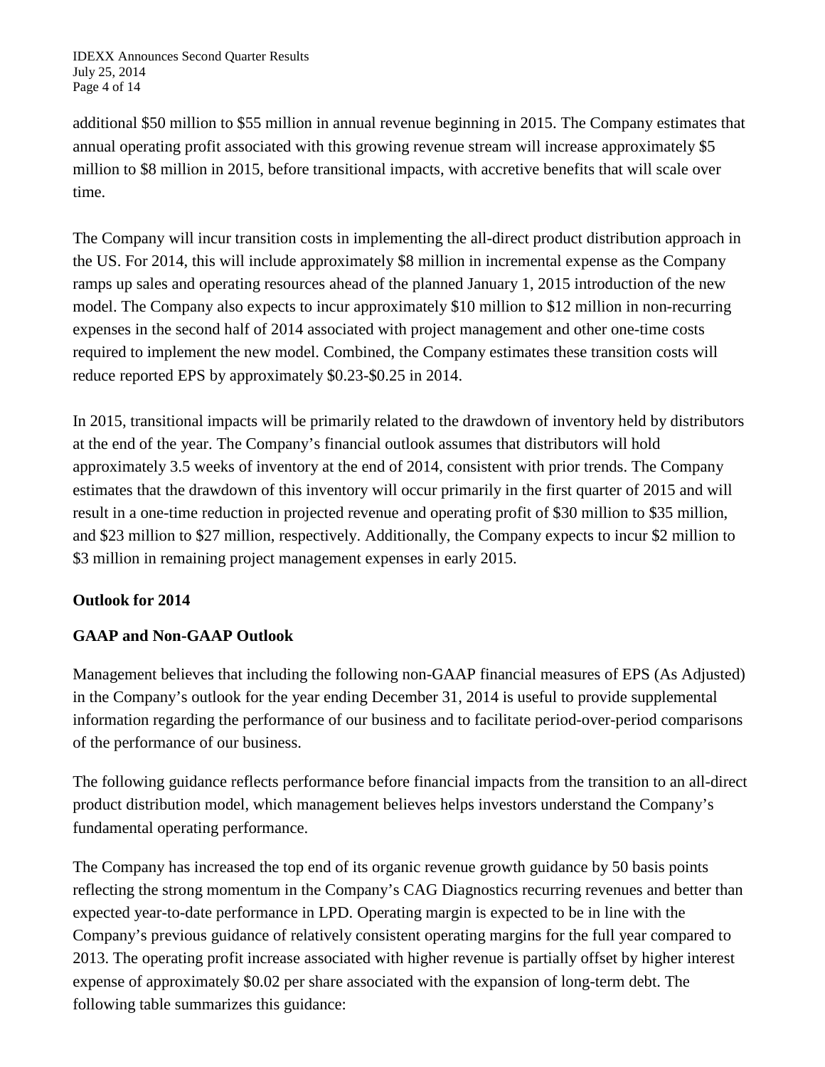additional $50 million to $55 million in annual revenue beginning in 2015. The Company estimates that annual operating profit associated with this growing revenue stream will increase approximately $5 million to $8 million in 2015, before transitional impacts, with accretive benefits that will scale over time.

The Company will incur transition costs in implementing the all-direct product distribution approach in the US. For 2014, this will include approximately $8 million in incremental expense as the Company ramps up sales and operating resources ahead of the planned January 1, 2015 introduction of the new model. The Company also expects to incur approximately $10 million to $12 million in non-recurring expenses in the second half of 2014 associated with project management and other one-time costs required to implement the new model. Combined, the Company estimates these transition costs will reduce reported EPS by approximately $0.23-$0.25 in 2014.

In 2015, transitional impacts will be primarily related to the drawdown of inventory held by distributors at the end of the year. The Company's financial outlook assumes that distributors will hold approximately 3.5 weeks of inventory at the end of 2014, consistent with prior trends. The Company estimates that the drawdown of this inventory will occur primarily in the first quarter of 2015 and will result in a one-time reduction in projected revenue and operating profit of $30 million to $35 million, and $23 million to $27 million, respectively. Additionally, the Company expects to incur $2 million to $3 million in remaining project management expenses in early 2015.

**Outlook for 2014**

**GAAP and Non-GAAP Outlook**

Management believes that including the following non-GAAP financial measures of EPS (As Adjusted) in the Company's outlook for the year ending December 31, 2014 is useful to provide supplemental information regarding the performance of our business and to facilitate period-over-period comparisons of the performance of our business.

The following guidance reflects performance before financial impacts from the transition to an all-direct product distribution model, which management believes helps investors understand the Company's fundamental operating performance.

The Company has increased the top end of its organic revenue growth guidance by 50 basis points reflecting the strong momentum in the Company's CAG Diagnostics recurring revenues and better than expected year-to-date performance in LPD. Operating margin is expected to be in line with the Company's previous guidance of relatively consistent operating margins for the full year compared to 2013. The operating profit increase associated with higher revenue is partially offset by higher interest expense of approximately $0.02 per share associated with the expansion of long-term debt. The following table summarizes this guidance: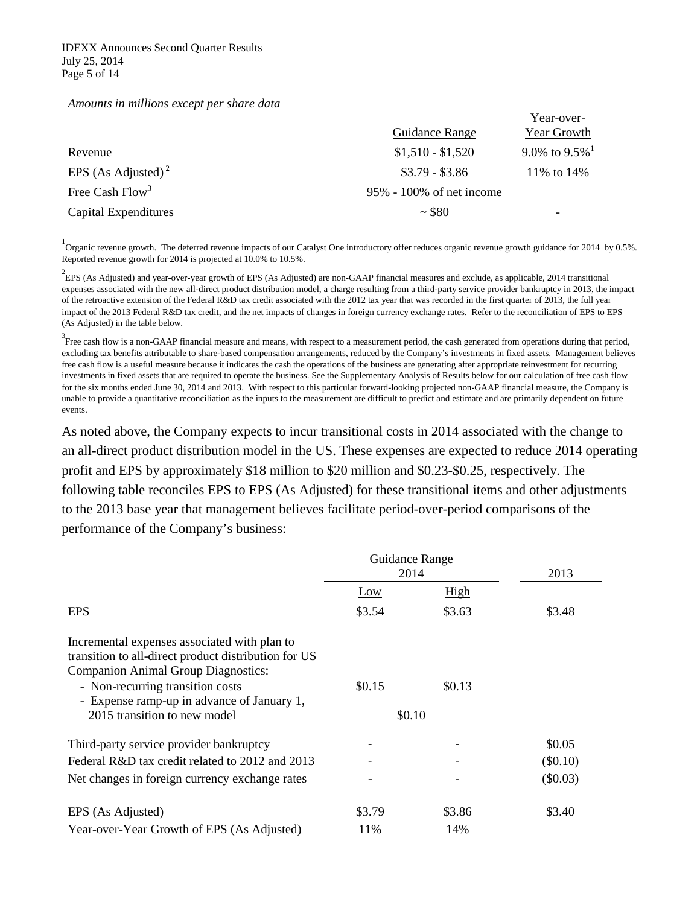*Amounts in millions except per share data*

| | Guidance Range | Year-over-Year Growth |
|---|---|---|
| Revenue | $1,510 - $1,520 | 9.0% to 9.5%[1] |
| EPS (As Adjusted)[2] | $3.79 - $3.86 | 11% to 14% |
| Free Cash Flow[3] | 95% - 100% of net income | |
| Capital Expenditures | ~ $80 | - |

[1] Organic revenue growth. The deferred revenue impacts of our Catalyst One introductory offer reduces organic revenue growth guidance for 2014 by 0.5%. Reported revenue growth for 2014 is projected at 10.0% to 10.5%.

[2] EPS (As Adjusted) and year-over-year growth of EPS (As Adjusted) are non-GAAP financial measures and exclude, as applicable, 2014 transitional expenses associated with the new all-direct product distribution model, a charge resulting from a third-party service provider bankruptcy in 2013, the impact of the retroactive extension of the Federal R&D tax credit associated with the 2012 tax year that was recorded in the first quarter of 2013, the full year impact of the 2013 Federal R&D tax credit, and the net impacts of changes in foreign currency exchange rates. Refer to the reconciliation of EPS to EPS (As Adjusted) in the table below.

[3] Free cash flow is a non-GAAP financial measure and means, with respect to a measurement period, the cash generated from operations during that period, excluding tax benefits attributable to share-based compensation arrangements, reduced by the Company's investments in fixed assets. Management believes free cash flow is a useful measure because it indicates the cash the operations of the business are generating after appropriate reinvestment for recurring investments in fixed assets that are required to operate the business. See the Supplementary Analysis of Results below for our calculation of free cash flow for the six months ended June 30, 2014 and 2013. With respect to this particular forward-looking projected non-GAAP financial measure, the Company is unable to provide a quantitative reconciliation as the inputs to the measurement are difficult to predict and estimate and are primarily dependent on future events.

As noted above, the Company expects to incur transitional costs in 2014 associated with the change to an all-direct product distribution model in the US. These expenses are expected to reduce 2014 operating profit and EPS by approximately $18 million to $20 million and $0.23-$0.25, respectively. The following table reconciles EPS to EPS (As Adjusted) for these transitional items and other adjustments to the 2013 base year that management believes facilitate period-over-period comparisons of the performance of the Company's business:

| | Guidance Range 2014 | | 2013 |
|---|---|---|---|
| | Low | High | |
| EPS | $3.54 | $3.63 | $3.48 |
| Incremental expenses associated with plan to transition to all-direct product distribution for US Companion Animal Group Diagnostics: | | | |
| - Non-recurring transition costs | $0.15 | $0.13 | |
| - Expense ramp-up in advance of January 1, 2015 transition to new model | $0.10 | $0.10 | |
| Third-party service provider bankruptcy | - | - | $0.05 |
| Federal R&D tax credit related to 2012 and 2013 | - | - | ($0.10) |
| Net changes in foreign currency exchange rates | - | - | ($0.03) |
| EPS (As Adjusted) | $3.79 | $3.86 | $3.40 |
| Year-over-Year Growth of EPS (As Adjusted) | 11% | 14% | |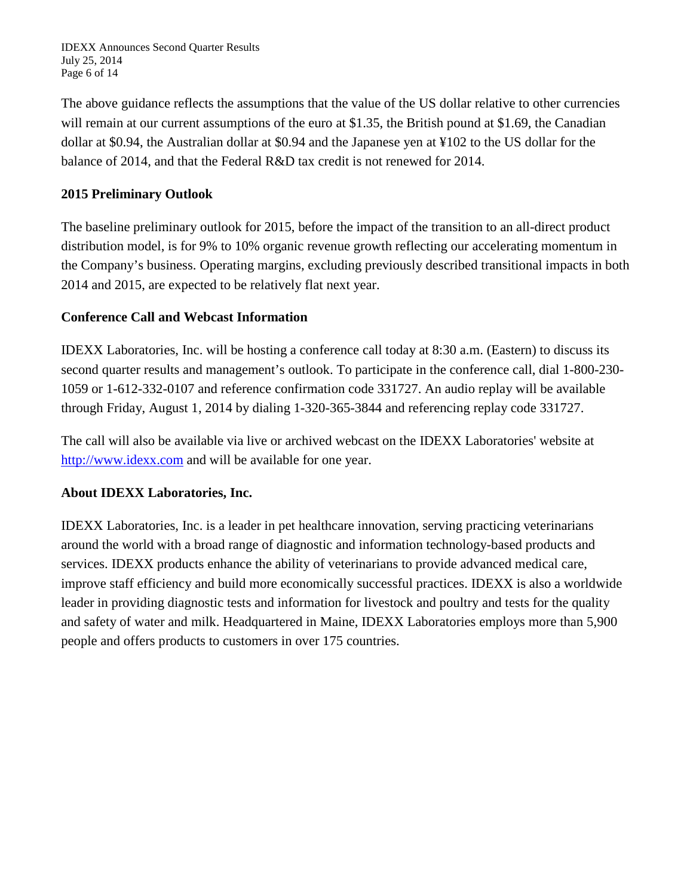The above guidance reflects the assumptions that the value of the US dollar relative to other currencies will remain at our current assumptions of the euro at $1.35, the British pound at $1.69, the Canadian dollar at $0.94, the Australian dollar at $0.94 and the Japanese yen at ¥102 to the US dollar for the balance of 2014, and that the Federal R&D tax credit is not renewed for 2014.

**2015 Preliminary Outlook**

The baseline preliminary outlook for 2015, before the impact of the transition to an all-direct product distribution model, is for 9% to 10% organic revenue growth reflecting our accelerating momentum in the Company's business. Operating margins, excluding previously described transitional impacts in both 2014 and 2015, are expected to be relatively flat next year.

**Conference Call and Webcast Information**

IDEXX Laboratories, Inc. will be hosting a conference call today at 8:30 a.m. (Eastern) to discuss its second quarter results and management's outlook. To participate in the conference call, dial 1-800-230-1059 or 1-612-332-0107 and reference confirmation code 331727. An audio replay will be available through Friday, August 1, 2014 by dialing 1-320-365-3844 and referencing replay code 331727.

The call will also be available via live or archived webcast on the IDEXX Laboratories' website at [http://www.idexx.com](http://www.idexx.com) and will be available for one year.

**About IDEXX Laboratories, Inc.**

IDEXX Laboratories, Inc. is a leader in pet healthcare innovation, serving practicing veterinarians around the world with a broad range of diagnostic and information technology-based products and services. IDEXX products enhance the ability of veterinarians to provide advanced medical care, improve staff efficiency and build more economically successful practices. IDEXX is also a worldwide leader in providing diagnostic tests and information for livestock and poultry and tests for the quality and safety of water and milk. Headquartered in Maine, IDEXX Laboratories employs more than 5,900 people and offers products to customers in over 175 countries.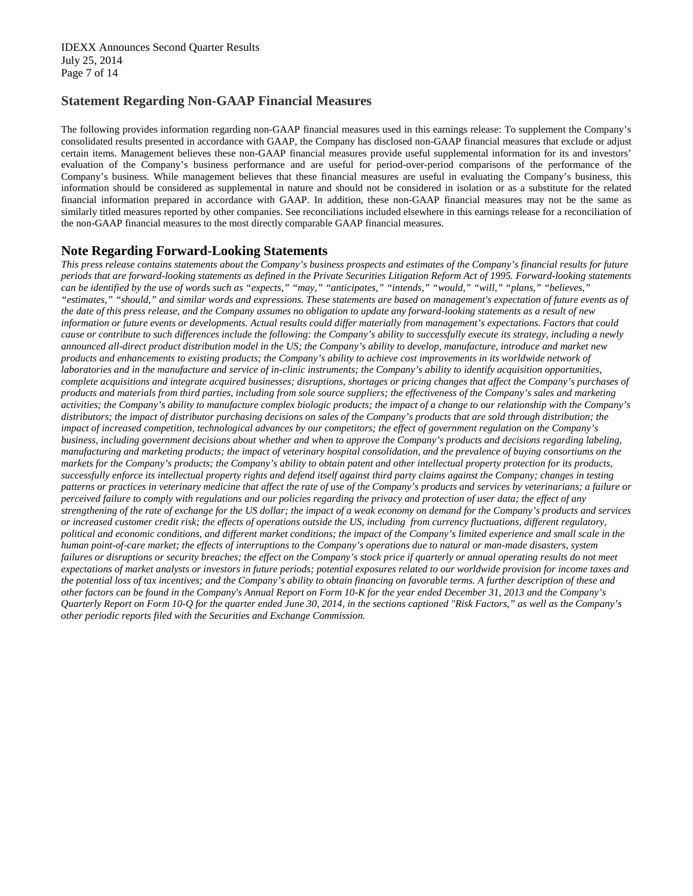## Statement Regarding Non-GAAP Financial Measures

The following provides information regarding non-GAAP financial measures used in this earnings release: To supplement the Company's consolidated results presented in accordance with GAAP, the Company has disclosed non-GAAP financial measures that exclude or adjust certain items. Management believes these non-GAAP financial measures provide useful supplemental information for its and investors' evaluation of the Company's business performance and are useful for period-over-period comparisons of the performance of the Company's business. While management believes that these financial measures are useful in evaluating the Company's business, this information should be considered as supplemental in nature and should not be considered in isolation or as a substitute for the related financial information prepared in accordance with GAAP. In addition, these non-GAAP financial measures may not be the same as similarly titled measures reported by other companies. See reconciliations included elsewhere in this earnings release for a reconciliation of the non-GAAP financial measures to the most directly comparable GAAP financial measures.

## Note Regarding Forward-Looking Statements

*This press release contains statements about the Company's business prospects and estimates of the Company's financial results for future periods that are forward-looking statements as defined in the Private Securities Litigation Reform Act of 1995. Forward-looking statements can be identified by the use of words such as "expects," "may," "anticipates," "intends," "would," "will," "plans," "believes," "estimates," "should," and similar words and expressions. These statements are based on management's expectation of future events as of the date of this press release, and the Company assumes no obligation to update any forward-looking statements as a result of new information or future events or developments. Actual results could differ materially from management's expectations. Factors that could cause or contribute to such differences include the following: the Company's ability to successfully execute its strategy, including a newly announced all-direct product distribution model in the US; the Company's ability to develop, manufacture, introduce and market new products and enhancements to existing products; the Company's ability to achieve cost improvements in its worldwide network of laboratories and in the manufacture and service of in-clinic instruments; the Company's ability to identify acquisition opportunities, complete acquisitions and integrate acquired businesses; disruptions, shortages or pricing changes that affect the Company's purchases of products and materials from third parties, including from sole source suppliers; the effectiveness of the Company's sales and marketing activities; the Company's ability to manufacture complex biologic products; the impact of a change to our relationship with the Company's distributors; the impact of distributor purchasing decisions on sales of the Company's products that are sold through distribution; the impact of increased competition, technological advances by our competitors; the effect of government regulation on the Company's business, including government decisions about whether and when to approve the Company's products and decisions regarding labeling, manufacturing and marketing products; the impact of veterinary hospital consolidation, and the prevalence of buying consortiums on the markets for the Company's products; the Company's ability to obtain patent and other intellectual property protection for its products, successfully enforce its intellectual property rights and defend itself against third party claims against the Company; changes in testing patterns or practices in veterinary medicine that affect the rate of use of the Company's products and services by veterinarians; a failure or perceived failure to comply with regulations and our policies regarding the privacy and protection of user data; the effect of any strengthening of the rate of exchange for the US dollar; the impact of a weak economy on demand for the Company's products and services or increased customer credit risk; the effects of operations outside the US, including from currency fluctuations, different regulatory, political and economic conditions, and different market conditions; the impact of the Company's limited experience and small scale in the human point-of-care market; the effects of interruptions to the Company's operations due to natural or man-made disasters, system failures or disruptions or security breaches; the effect on the Company's stock price if quarterly or annual operating results do not meet expectations of market analysts or investors in future periods; potential exposures related to our worldwide provision for income taxes and the potential loss of tax incentives; and the Company's ability to obtain financing on favorable terms. A further description of these and other factors can be found in the Company's Annual Report on Form 10-K for the year ended December 31, 2013 and the Company's Quarterly Report on Form 10-Q for the quarter ended June 30, 2014, in the sections captioned "Risk Factors," as well as the Company's other periodic reports filed with the Securities and Exchange Commission.*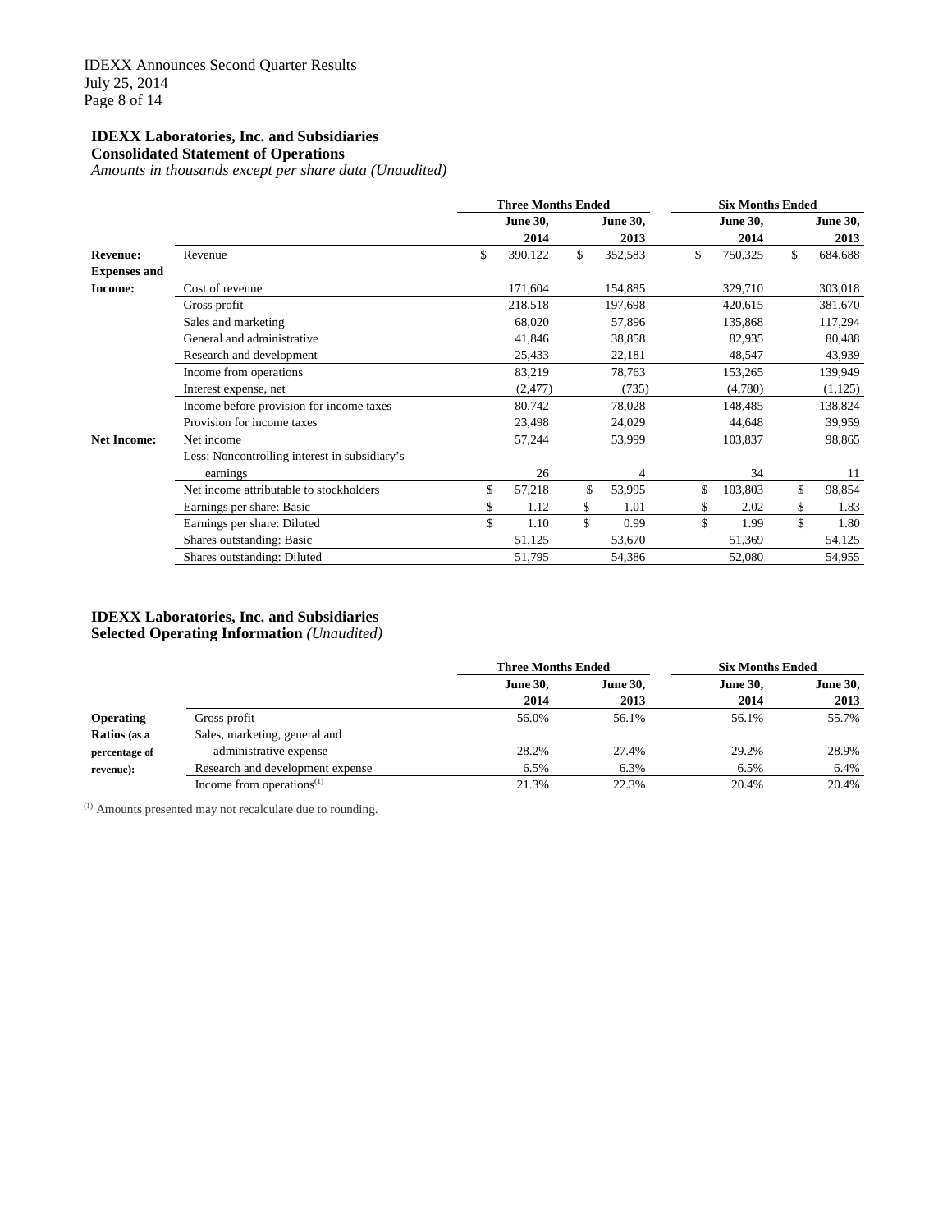**IDEXX Laboratories, Inc. and Subsidiaries**
**Consolidated Statement of Operations**
*Amounts in thousands except per share data (Unaudited)*

| | | Three Months Ended | | Six Months Ended | |
|---|---|---|---|---|---|
| | | June 30, 2014 | June 30, 2013 | June 30, 2014 | June 30, 2013 |
| **Revenue:** | Revenue | $ 390,122 | $ 352,583 | $ 750,325 | $ 684,688 |
| **Expenses and Income:** | Cost of revenue | 171,604 | 154,885 | 329,710 | 303,018 |
| | Gross profit | 218,518 | 197,698 | 420,615 | 381,670 |
| | Sales and marketing | 68,020 | 57,896 | 135,868 | 117,294 |
| | General and administrative | 41,846 | 38,858 | 82,935 | 80,488 |
| | Research and development | 25,433 | 22,181 | 48,547 | 43,939 |
| | Income from operations | 83,219 | 78,763 | 153,265 | 139,949 |
| | Interest expense, net | (2,477) | (735) | (4,780) | (1,125) |
| | Income before provision for income taxes | 80,742 | 78,028 | 148,485 | 138,824 |
| | Provision for income taxes | 23,498 | 24,029 | 44,648 | 39,959 |
| **Net Income:** | Net income | 57,244 | 53,999 | 103,837 | 98,865 |
| | Less: Noncontrolling interest in subsidiary's earnings | 26 | 4 | 34 | 11 |
| | Net income attributable to stockholders | $ 57,218 | $ 53,995 | $ 103,803 | $ 98,854 |
| | Earnings per share: Basic | $ 1.12 | $ 1.01 | $ 2.02 | $ 1.83 |
| | Earnings per share: Diluted | $ 1.10 | $ 0.99 | $ 1.99 | $ 1.80 |
| | Shares outstanding: Basic | 51,125 | 53,670 | 51,369 | 54,125 |
| | Shares outstanding: Diluted | 51,795 | 54,386 | 52,080 | 54,955 |

**IDEXX Laboratories, Inc. and Subsidiaries**
**Selected Operating Information** *(Unaudited)*

| | | Three Months Ended | | Six Months Ended | |
|---|---|---|---|---|---|
| | | June 30, 2014 | June 30, 2013 | June 30, 2014 | June 30, 2013 |
| **Operating Ratios** (as a percentage of revenue): | Gross profit | 56.0% | 56.1% | 56.1% | 55.7% |
| | Sales, marketing, general and administrative expense | 28.2% | 27.4% | 29.2% | 28.9% |
| | Research and development expense | 6.5% | 6.3% | 6.5% | 6.4% |
| | Income from operations[(1)] | 21.3% | 22.3% | 20.4% | 20.4% |

[(1)] Amounts presented may not recalculate due to rounding.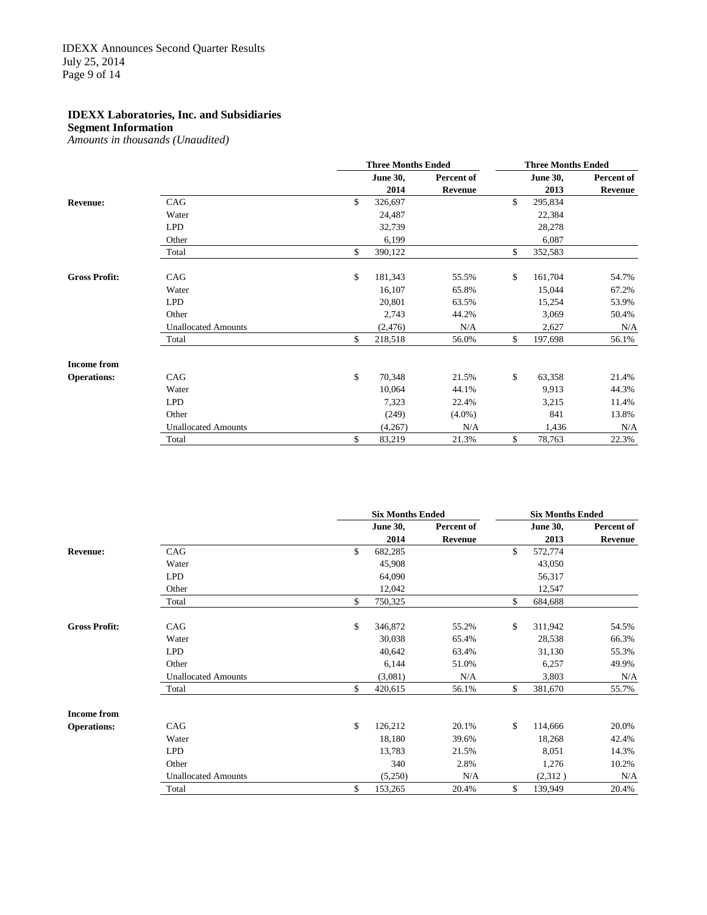**IDEXX Laboratories, Inc. and Subsidiaries**
**Segment Information**
*Amounts in thousands (Unaudited)*

| | | Three Months Ended | | Three Months Ended | |
|---|---|---|---|---|---|
| | | June 30, 2014 | Percent of Revenue | June 30, 2013 | Percent of Revenue |
| **Revenue:** | CAG | $ 326,697 | | $ 295,834 | |
| | Water | 24,487 | | 22,384 | |
| | LPD | 32,739 | | 28,278 | |
| | Other | 6,199 | | 6,087 | |
| | Total | $ 390,122 | | $ 352,583 | |
| **Gross Profit:** | CAG | $ 181,343 | 55.5% | $ 161,704 | 54.7% |
| | Water | 16,107 | 65.8% | 15,044 | 67.2% |
| | LPD | 20,801 | 63.5% | 15,254 | 53.9% |
| | Other | 2,743 | 44.2% | 3,069 | 50.4% |
| | Unallocated Amounts | (2,476) | N/A | 2,627 | N/A |
| | Total | $ 218,518 | 56.0% | $ 197,698 | 56.1% |
| **Income from Operations:** | CAG | $ 70,348 | 21.5% | $ 63,358 | 21.4% |
| | Water | 10,064 | 44.1% | 9,913 | 44.3% |
| | LPD | 7,323 | 22.4% | 3,215 | 11.4% |
| | Other | (249) | (4.0%) | 841 | 13.8% |
| | Unallocated Amounts | (4,267) | N/A | 1,436 | N/A |
| | Total | $ 83,219 | 21.3% | $ 78,763 | 22.3% |

| | | Six Months Ended | | Six Months Ended | |
|---|---|---|---|---|---|
| | | June 30, 2014 | Percent of Revenue | June 30, 2013 | Percent of Revenue |
| **Revenue:** | CAG | $ 682,285 | | $ 572,774 | |
| | Water | 45,908 | | 43,050 | |
| | LPD | 64,090 | | 56,317 | |
| | Other | 12,042 | | 12,547 | |
| | Total | $ 750,325 | | $ 684,688 | |
| **Gross Profit:** | CAG | $ 346,872 | 55.2% | $ 311,942 | 54.5% |
| | Water | 30,038 | 65.4% | 28,538 | 66.3% |
| | LPD | 40,642 | 63.4% | 31,130 | 55.3% |
| | Other | 6,144 | 51.0% | 6,257 | 49.9% |
| | Unallocated Amounts | (3,081) | N/A | 3,803 | N/A |
| | Total | $ 420,615 | 56.1% | $ 381,670 | 55.7% |
| **Income from Operations:** | CAG | $ 126,212 | 20.1% | $ 114,666 | 20.0% |
| | Water | 18,180 | 39.6% | 18,268 | 42.4% |
| | LPD | 13,783 | 21.5% | 8,051 | 14.3% |
| | Other | 340 | 2.8% | 1,276 | 10.2% |
| | Unallocated Amounts | (5,250) | N/A | (2,312 ) | N/A |
| | Total | $ 153,265 | 20.4% | $ 139,949 | 20.4% |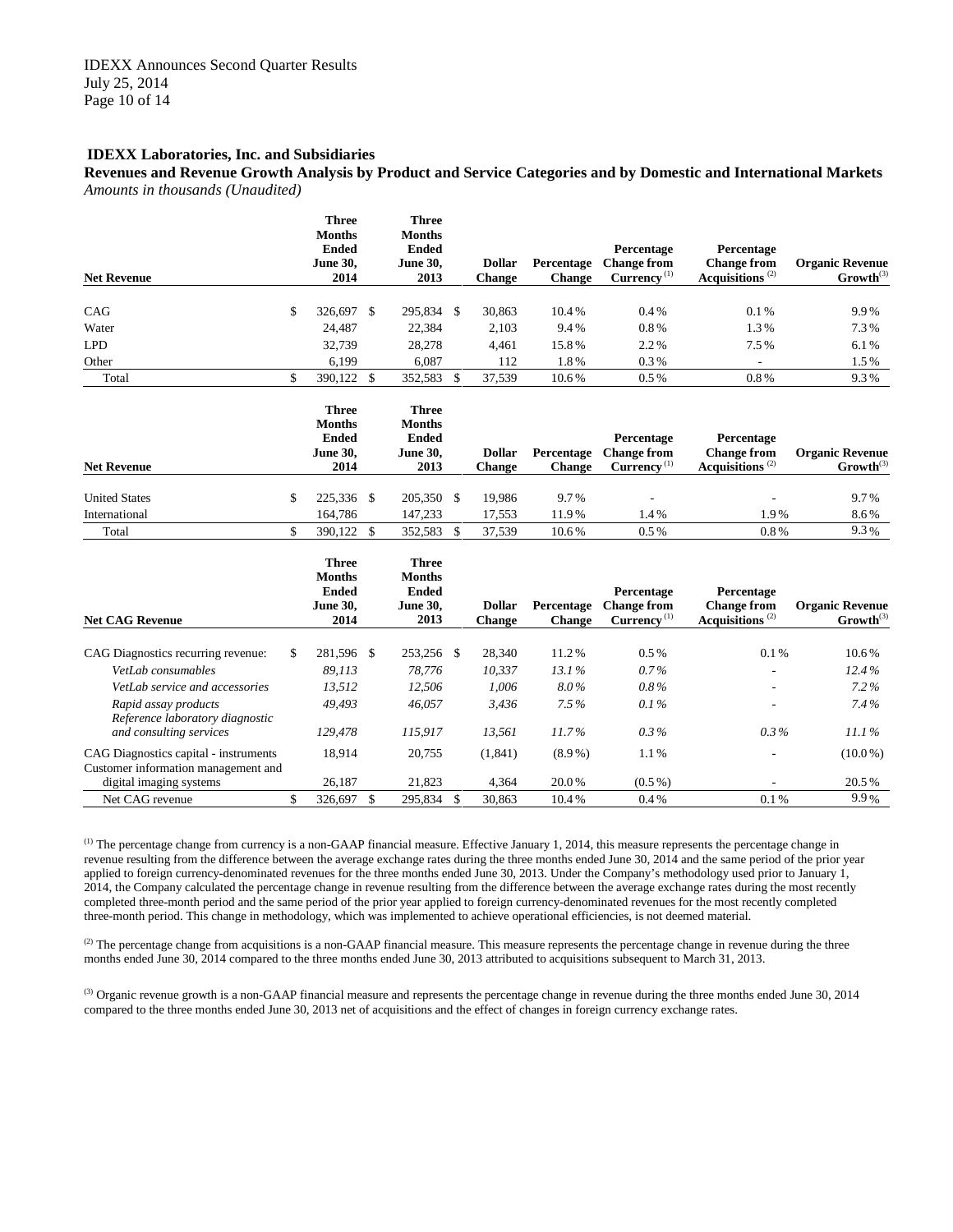**IDEXX Laboratories, Inc. and Subsidiaries**

**Revenues and Revenue Growth Analysis by Product and Service Categories and by Domestic and International Markets**

*Amounts in thousands (Unaudited)*

| Net Revenue | Three Months Ended June 30, 2014 | Three Months Ended June 30, 2013 | Dollar Change | Percentage Change | Percentage Change from Currency (1) | Percentage Change from Acquisitions (2) | Organic Revenue Growth(3) |
|---|---|---|---|---|---|---|---|
| CAG | $ 326,697 | $ 295,834 | $ 30,863 | 10.4% | 0.4% | 0.1% | 9.9% |
| Water | 24,487 | 22,384 | 2,103 | 9.4% | 0.8% | 1.3% | 7.3% |
| LPD | 32,739 | 28,278 | 4,461 | 15.8% | 2.2% | 7.5% | 6.1% |
| Other | 6,199 | 6,087 | 112 | 1.8% | 0.3% | - | 1.5% |
| Total | $ 390,122 | $ 352,583 | $ 37,539 | 10.6% | 0.5% | 0.8% | 9.3% |

| Net Revenue | Three Months Ended June 30, 2014 | Three Months Ended June 30, 2013 | Dollar Change | Percentage Change | Percentage Change from Currency (1) | Percentage Change from Acquisitions (2) | Organic Revenue Growth(3) |
|---|---|---|---|---|---|---|---|
| United States | $ 225,336 | $ 205,350 | $ 19,986 | 9.7% | - | - | 9.7% |
| International | 164,786 | 147,233 | 17,553 | 11.9% | 1.4% | 1.9% | 8.6% |
| Total | $ 390,122 | $ 352,583 | $ 37,539 | 10.6% | 0.5% | 0.8% | 9.3% |

| Net CAG Revenue | Three Months Ended June 30, 2014 | Three Months Ended June 30, 2013 | Dollar Change | Percentage Change | Percentage Change from Currency (1) | Percentage Change from Acquisitions (2) | Organic Revenue Growth(3) |
|---|---|---|---|---|---|---|---|
| CAG Diagnostics recurring revenue: | $ 281,596 | $ 253,256 | $ 28,340 | 11.2% | 0.5% | 0.1% | 10.6% |
| *VetLab consumables* | *89,113* | *78,776* | *10,337* | *13.1%* | *0.7%* | - | *12.4%* |
| *VetLab service and accessories* | *13,512* | *12,506* | *1,006* | *8.0%* | *0.8%* | - | *7.2%* |
| *Rapid assay products* | *49,493* | *46,057* | *3,436* | *7.5%* | *0.1%* | - | *7.4%* |
| *Reference laboratory diagnostic and consulting services* | *129,478* | *115,917* | *13,561* | *11.7%* | *0.3%* | *0.3%* | *11.1%* |
| CAG Diagnostics capital - instruments | 18,914 | 20,755 | (1,841) | (8.9%) | 1.1% | - | (10.0%) |
| Customer information management and digital imaging systems | 26,187 | 21,823 | 4,364 | 20.0% | (0.5%) | - | 20.5% |
| Net CAG revenue | $ 326,697 | $ 295,834 | $ 30,863 | 10.4% | 0.4% | 0.1% | 9.9% |

(1) The percentage change from currency is a non-GAAP financial measure. Effective January 1, 2014, this measure represents the percentage change in revenue resulting from the difference between the average exchange rates during the three months ended June 30, 2014 and the same period of the prior year applied to foreign currency-denominated revenues for the three months ended June 30, 2013. Under the Company's methodology used prior to January 1, 2014, the Company calculated the percentage change in revenue resulting from the difference between the average exchange rates during the most recently completed three-month period and the same period of the prior year applied to foreign currency-denominated revenues for the most recently completed three-month period. This change in methodology, which was implemented to achieve operational efficiencies, is not deemed material.

(2) The percentage change from acquisitions is a non-GAAP financial measure. This measure represents the percentage change in revenue during the three months ended June 30, 2014 compared to the three months ended June 30, 2013 attributed to acquisitions subsequent to March 31, 2013.

(3) Organic revenue growth is a non-GAAP financial measure and represents the percentage change in revenue during the three months ended June 30, 2014 compared to the three months ended June 30, 2013 net of acquisitions and the effect of changes in foreign currency exchange rates.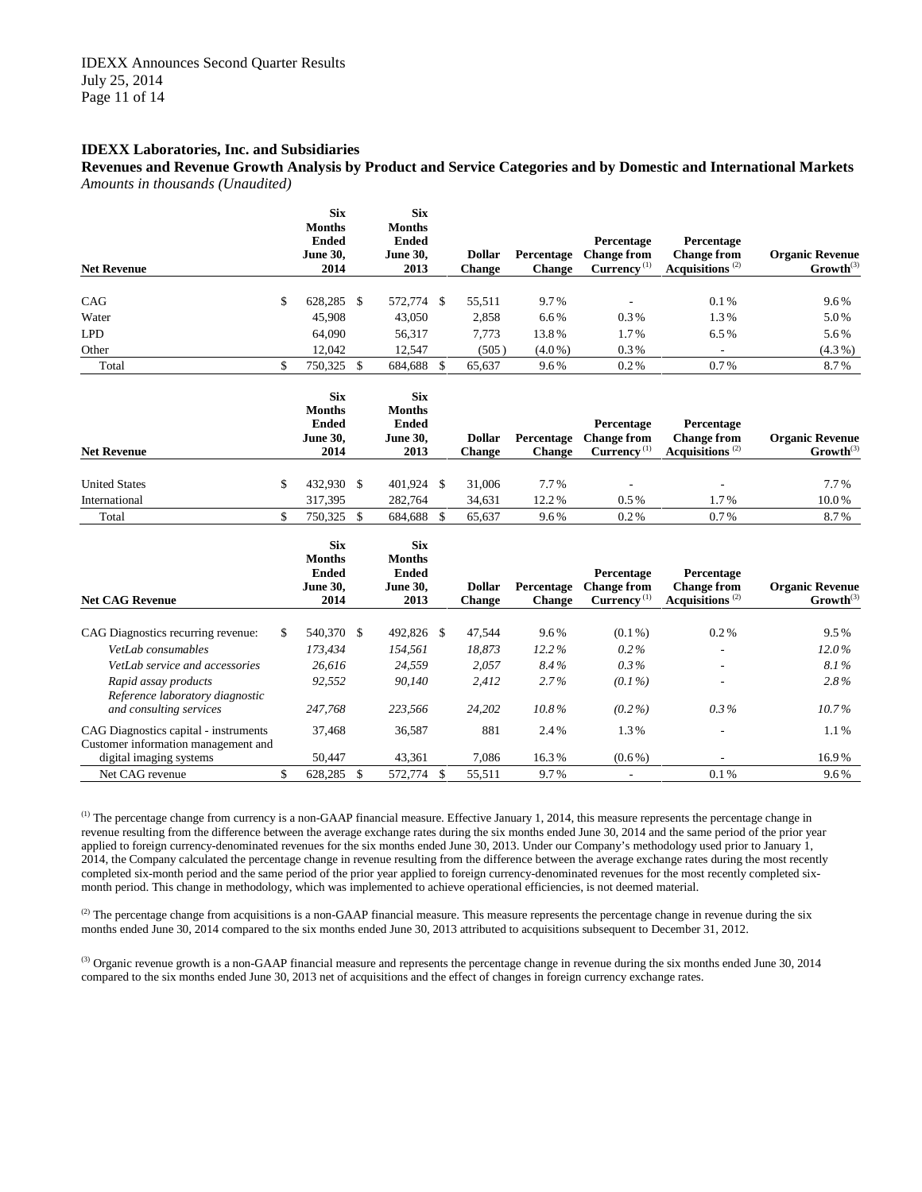**IDEXX Laboratories, Inc. and Subsidiaries**

**Revenues and Revenue Growth Analysis by Product and Service Categories and by Domestic and International Markets**

*Amounts in thousands (Unaudited)*

| Net Revenue | Six Months Ended June 30, 2014 | Six Months Ended June 30, 2013 | Dollar Change | Percentage Change | Percentage Change from Currency [(1)] | Percentage Change from Acquisitions [(2)] | Organic Revenue Growth[(3)] |
|---|---|---|---|---|---|---|---|
| CAG | $ 628,285 | $ 572,774 | $ 55,511 | 9.7% | - | 0.1% | 9.6% |
| Water | 45,908 | 43,050 | 2,858 | 6.6% | 0.3% | 1.3% | 5.0% |
| LPD | 64,090 | 56,317 | 7,773 | 13.8% | 1.7% | 6.5% | 5.6% |
| Other | 12,042 | 12,547 | (505) | (4.0%) | 0.3% | - | (4.3%) |
| Total | $ 750,325 | $ 684,688 | $ 65,637 | 9.6% | 0.2% | 0.7% | 8.7% |

| Net Revenue | Six Months Ended June 30, 2014 | Six Months Ended June 30, 2013 | Dollar Change | Percentage Change | Percentage Change from Currency [(1)] | Percentage Change from Acquisitions [(2)] | Organic Revenue Growth[(3)] |
|---|---|---|---|---|---|---|---|
| United States | $ 432,930 | $ 401,924 | $ 31,006 | 7.7% | - | - | 7.7% |
| International | 317,395 | 282,764 | 34,631 | 12.2% | 0.5% | 1.7% | 10.0% |
| Total | $ 750,325 | $ 684,688 | $ 65,637 | 9.6% | 0.2% | 0.7% | 8.7% |

| Net CAG Revenue | Six Months Ended June 30, 2014 | Six Months Ended June 30, 2013 | Dollar Change | Percentage Change | Percentage Change from Currency [(1)] | Percentage Change from Acquisitions [(2)] | Organic Revenue Growth[(3)] |
|---|---|---|---|---|---|---|---|
| CAG Diagnostics recurring revenue: | $ 540,370 | $ 492,826 | $ 47,544 | 9.6% | (0.1%) | 0.2% | 9.5% |
| *VetLab consumables* | *173,434* | *154,561* | *18,873* | *12.2%* | *0.2%* | - | *12.0%* |
| *VetLab service and accessories* | *26,616* | *24,559* | *2,057* | *8.4%* | *0.3%* | - | *8.1%* |
| *Rapid assay products* | *92,552* | *90,140* | *2,412* | *2.7%* | *(0.1%)* | - | *2.8%* |
| *Reference laboratory diagnostic and consulting services* | *247,768* | *223,566* | *24,202* | *10.8%* | *(0.2%)* | *0.3%* | *10.7%* |
| CAG Diagnostics capital - instruments | 37,468 | 36,587 | 881 | 2.4% | 1.3% | - | 1.1% |
| Customer information management and digital imaging systems | 50,447 | 43,361 | 7,086 | 16.3% | (0.6%) | - | 16.9% |
| Net CAG revenue | $ 628,285 | $ 572,774 | $ 55,511 | 9.7% | - | 0.1% | 9.6% |

(1) The percentage change from currency is a non-GAAP financial measure. Effective January 1, 2014, this measure represents the percentage change in revenue resulting from the difference between the average exchange rates during the six months ended June 30, 2014 and the same period of the prior year applied to foreign currency-denominated revenues for the six months ended June 30, 2013. Under our Company's methodology used prior to January 1, 2014, the Company calculated the percentage change in revenue resulting from the difference between the average exchange rates during the most recently completed six-month period and the same period of the prior year applied to foreign currency-denominated revenues for the most recently completed six-month period. This change in methodology, which was implemented to achieve operational efficiencies, is not deemed material.

(2) The percentage change from acquisitions is a non-GAAP financial measure. This measure represents the percentage change in revenue during the six months ended June 30, 2014 compared to the six months ended June 30, 2013 attributed to acquisitions subsequent to December 31, 2012.

(3) Organic revenue growth is a non-GAAP financial measure and represents the percentage change in revenue during the six months ended June 30, 2014 compared to the six months ended June 30, 2013 net of acquisitions and the effect of changes in foreign currency exchange rates.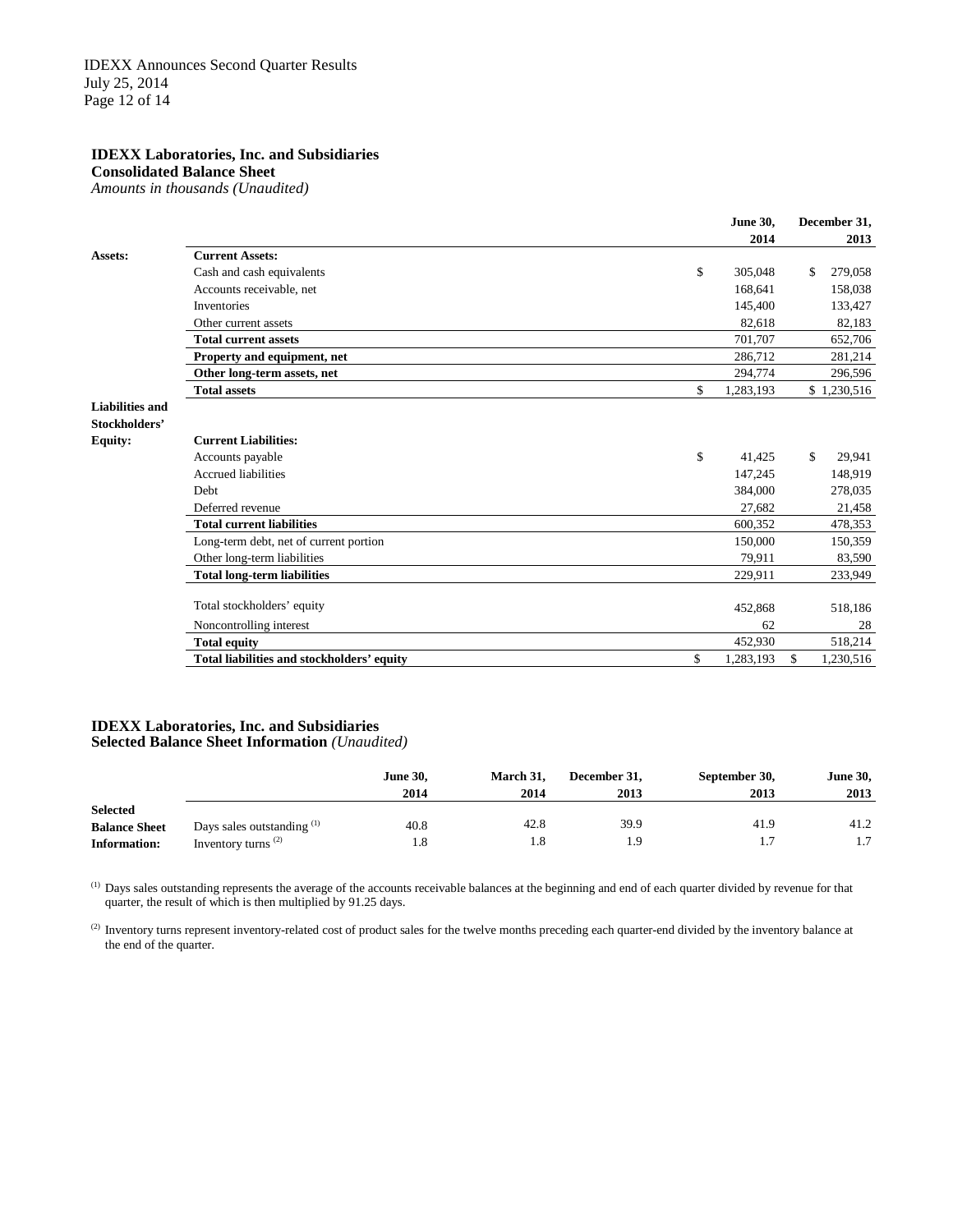## IDEXX Laboratories, Inc. and Subsidiaries

**Consolidated Balance Sheet**

*Amounts in thousands (Unaudited)*

| | | June 30, 2014 | December 31, 2013 |
|---|---|---|---|
| **Assets:** | **Current Assets:** | | |
| | Cash and cash equivalents | $ 305,048 | $ 279,058 |
| | Accounts receivable, net | 168,641 | 158,038 |
| | Inventories | 145,400 | 133,427 |
| | Other current assets | 82,618 | 82,183 |
| | **Total current assets** | 701,707 | 652,706 |
| | **Property and equipment, net** | 286,712 | 281,214 |
| | **Other long-term assets, net** | 294,774 | 296,596 |
| | **Total assets** | $ 1,283,193 | $ 1,230,516 |
| **Liabilities and Stockholders' Equity:** | **Current Liabilities:** | | |
| | Accounts payable | $ 41,425 | $ 29,941 |
| | Accrued liabilities | 147,245 | 148,919 |
| | Debt | 384,000 | 278,035 |
| | Deferred revenue | 27,682 | 21,458 |
| | **Total current liabilities** | 600,352 | 478,353 |
| | Long-term debt, net of current portion | 150,000 | 150,359 |
| | Other long-term liabilities | 79,911 | 83,590 |
| | **Total long-term liabilities** | 229,911 | 233,949 |
| | Total stockholders' equity | 452,868 | 518,186 |
| | Noncontrolling interest | 62 | 28 |
| | **Total equity** | 452,930 | 518,214 |
| | **Total liabilities and stockholders' equity** | $ 1,283,193 | $ 1,230,516 |

## IDEXX Laboratories, Inc. and Subsidiaries

**Selected Balance Sheet Information** *(Unaudited)*

| | | June 30, 2014 | March 31, 2014 | December 31, 2013 | September 30, 2013 | June 30, 2013 |
|---|---|---|---|---|---|---|
| **Selected Balance Sheet Information:** | Days sales outstanding [(1)] | 40.8 | 42.8 | 39.9 | 41.9 | 41.2 |
| | Inventory turns [(2)] | 1.8 | 1.8 | 1.9 | 1.7 | 1.7 |

[(1)] Days sales outstanding represents the average of the accounts receivable balances at the beginning and end of each quarter divided by revenue for that quarter, the result of which is then multiplied by 91.25 days.

[(2)] Inventory turns represent inventory-related cost of product sales for the twelve months preceding each quarter-end divided by the inventory balance at the end of the quarter.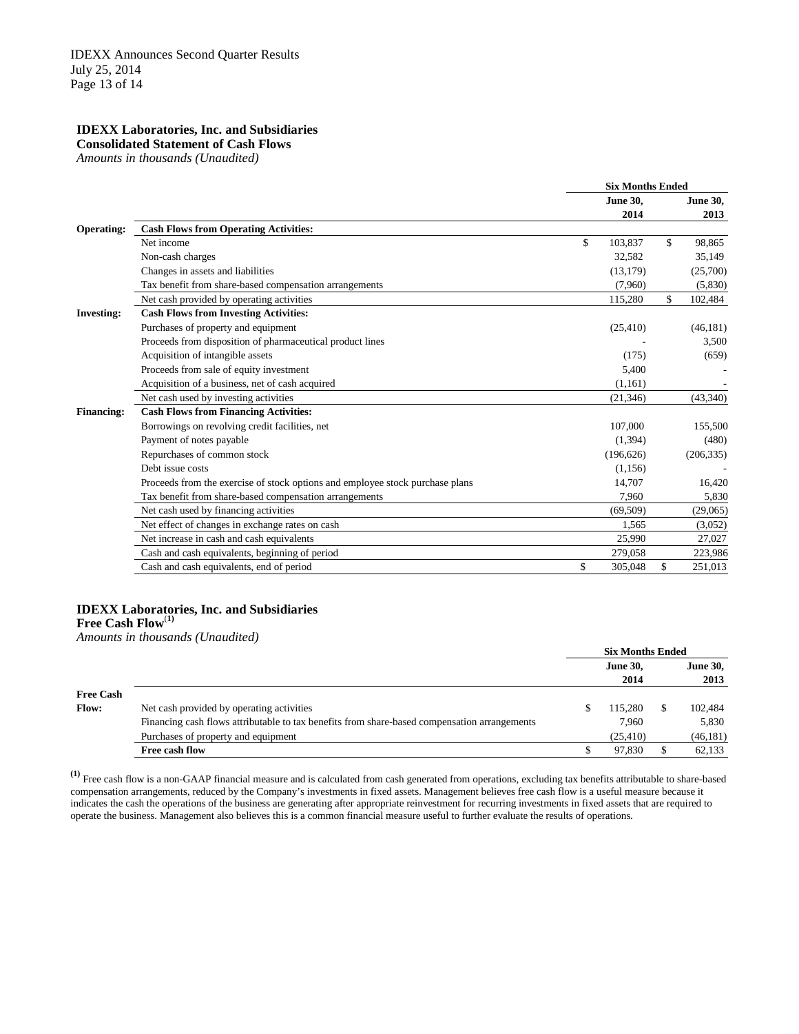**IDEXX Laboratories, Inc. and Subsidiaries**
**Consolidated Statement of Cash Flows**
*Amounts in thousands (Unaudited)*

| | | Six Months Ended | |
|---|---|---|---|
| | | June 30, 2014 | June 30, 2013 |
| **Operating:** | **Cash Flows from Operating Activities:** | | |
| | Net income | $ 103,837 | $ 98,865 |
| | Non-cash charges | 32,582 | 35,149 |
| | Changes in assets and liabilities | (13,179) | (25,700) |
| | Tax benefit from share-based compensation arrangements | (7,960) | (5,830) |
| | Net cash provided by operating activities | 115,280 | $ 102,484 |
| **Investing:** | **Cash Flows from Investing Activities:** | | |
| | Purchases of property and equipment | (25,410) | (46,181) |
| | Proceeds from disposition of pharmaceutical product lines | - | 3,500 |
| | Acquisition of intangible assets | (175) | (659) |
| | Proceeds from sale of equity investment | 5,400 | - |
| | Acquisition of a business, net of cash acquired | (1,161) | - |
| | Net cash used by investing activities | (21,346) | (43,340) |
| **Financing:** | **Cash Flows from Financing Activities:** | | |
| | Borrowings on revolving credit facilities, net | 107,000 | 155,500 |
| | Payment of notes payable | (1,394) | (480) |
| | Repurchases of common stock | (196,626) | (206,335) |
| | Debt issue costs | (1,156) | - |
| | Proceeds from the exercise of stock options and employee stock purchase plans | 14,707 | 16,420 |
| | Tax benefit from share-based compensation arrangements | 7,960 | 5,830 |
| | Net cash used by financing activities | (69,509) | (29,065) |
| | Net effect of changes in exchange rates on cash | 1,565 | (3,052) |
| | Net increase in cash and cash equivalents | 25,990 | 27,027 |
| | Cash and cash equivalents, beginning of period | 279,058 | 223,986 |
| | Cash and cash equivalents, end of period | $ 305,048 | $ 251,013 |

**IDEXX Laboratories, Inc. and Subsidiaries**
**Free Cash Flow**[(1)]
*Amounts in thousands (Unaudited)*

| | | Six Months Ended | |
|---|---|---|---|
| | | June 30, 2014 | June 30, 2013 |
| **Free Cash Flow:** | Net cash provided by operating activities | $ 115,280 | $ 102,484 |
| | Financing cash flows attributable to tax benefits from share-based compensation arrangements | 7,960 | 5,830 |
| | Purchases of property and equipment | (25,410) | (46,181) |
| | **Free cash flow** | $ 97,830 | $ 62,133 |

[(1)] Free cash flow is a non-GAAP financial measure and is calculated from cash generated from operations, excluding tax benefits attributable to share-based compensation arrangements, reduced by the Company's investments in fixed assets. Management believes free cash flow is a useful measure because it indicates the cash the operations of the business are generating after appropriate reinvestment for recurring investments in fixed assets that are required to operate the business. Management also believes this is a common financial measure useful to further evaluate the results of operations.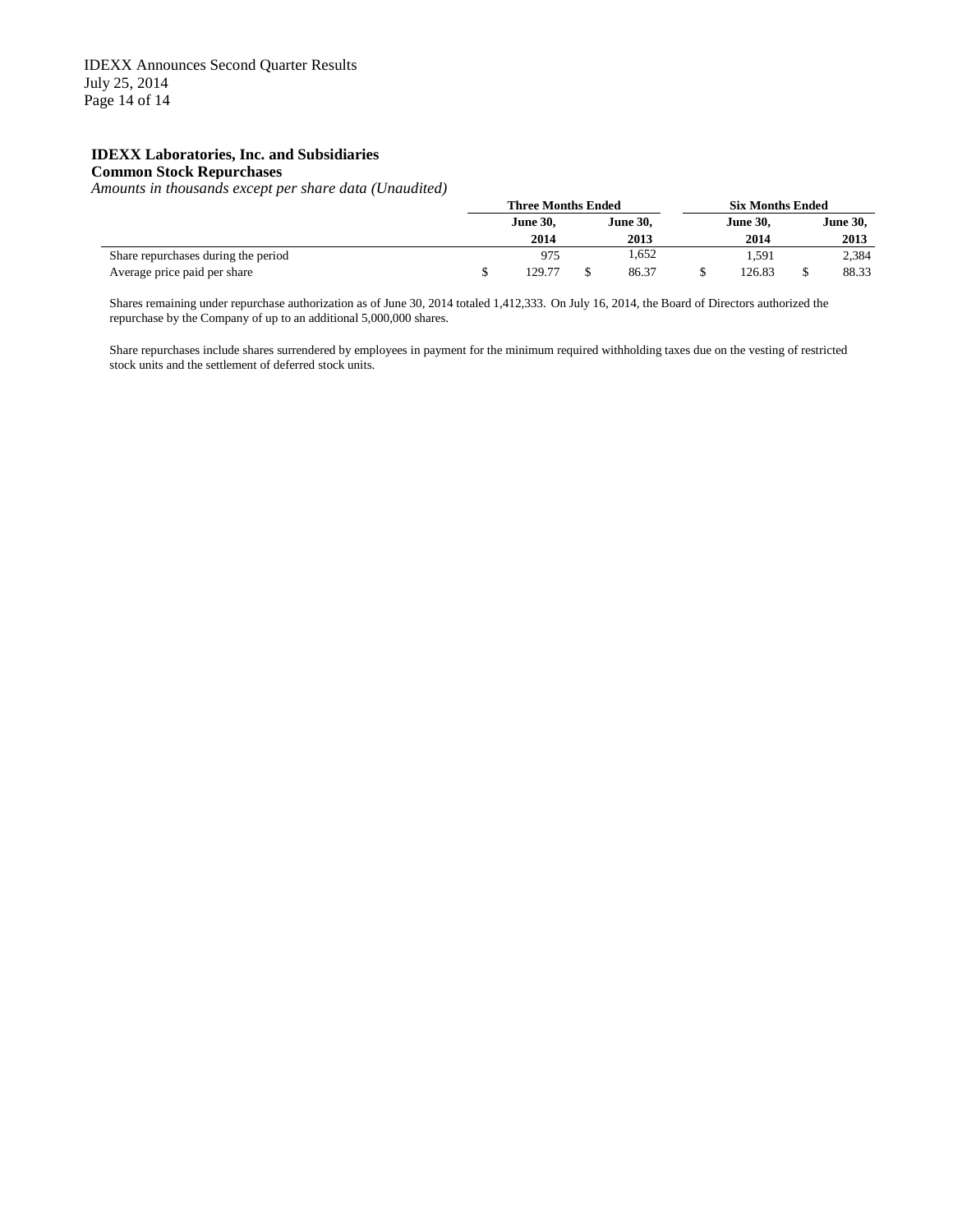**IDEXX Laboratories, Inc. and Subsidiaries**
**Common Stock Repurchases**
*Amounts in thousands except per share data (Unaudited)*

| | Three Months Ended | | Six Months Ended | |
|---|---|---|---|---|
| | **June 30, 2014** | **June 30, 2013** | **June 30, 2014** | **June 30, 2013** |
| Share repurchases during the period | 975 | 1,652 | 1,591 | 2,384 |
| Average price paid per share | $ 129.77 | $ 86.37 | $ 126.83 | $ 88.33 |

Shares remaining under repurchase authorization as of June 30, 2014 totaled 1,412,333. On July 16, 2014, the Board of Directors authorized the repurchase by the Company of up to an additional 5,000,000 shares.

Share repurchases include shares surrendered by employees in payment for the minimum required withholding taxes due on the vesting of restricted stock units and the settlement of deferred stock units.